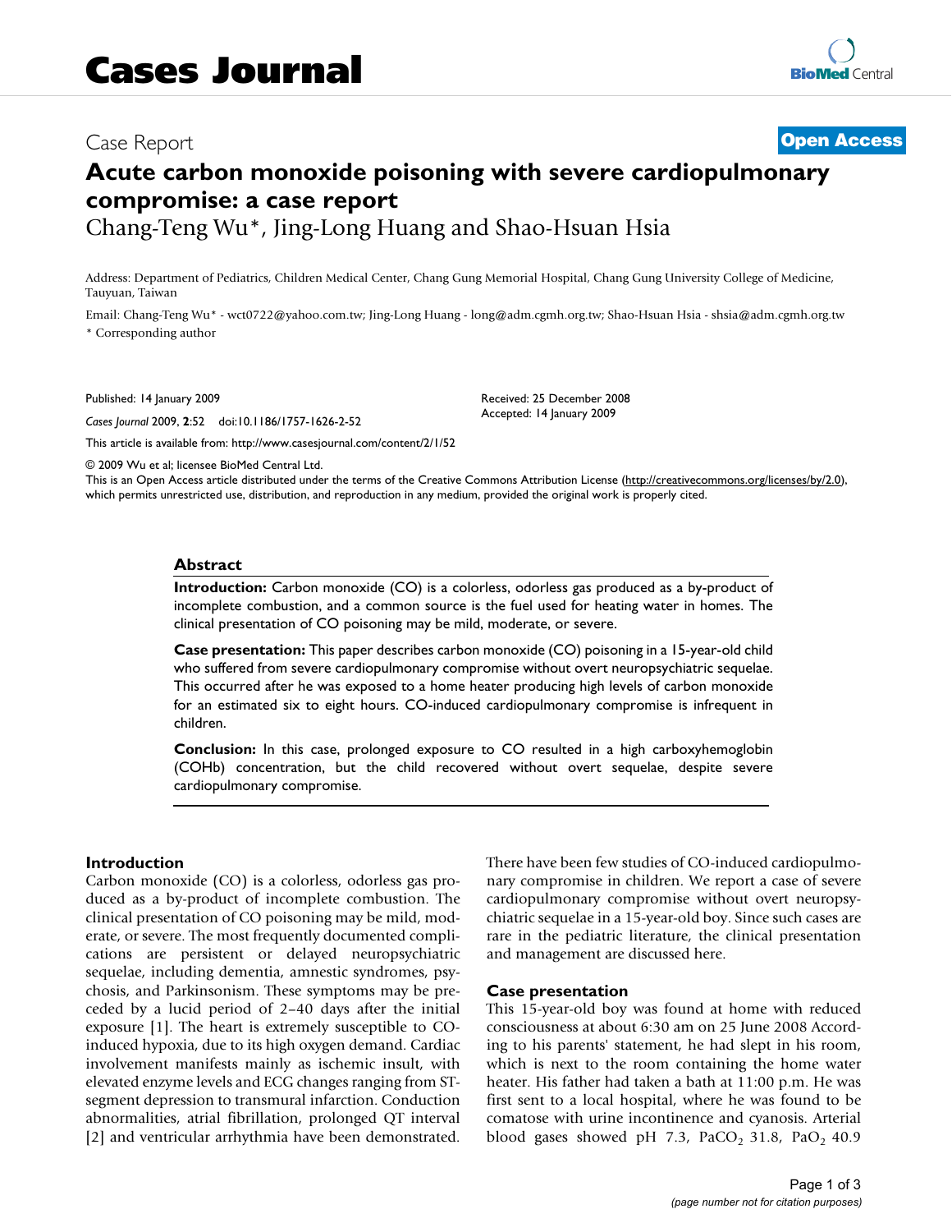# Cases Journal

Case Report

**Open Access**

# Acute carbon monoxide poisoning with severe cardiopulmonary compromise: a case report

Chang-Teng Wu*, Jing-Long Huang and Shao-Hsuan Hsia

Address: Department of Pediatrics, Children Medical Center, Chang Gung Memorial Hospital, Chang Gung University College of Medicine, Tauyuan, Taiwan

Email: Chang-Teng Wu* - wct0722@yahoo.com.tw; Jing-Long Huang - long@adm.cgmh.org.tw; Shao-Hsuan Hsia - shsia@adm.cgmh.org.tw

* Corresponding author

Published: 14 January 2009

*Cases Journal* 2009, **2**:52 doi:10.1186/1757-1626-2-52

Received: 25 December 2008

Accepted: 14 January 2009

This article is available from: http://www.casesjournal.com/content/2/1/52

© 2009 Wu et al; licensee BioMed Central Ltd.

This is an Open Access article distributed under the terms of the Creative Commons Attribution License (http://creativecommons.org/licenses/by/2.0), which permits unrestricted use, distribution, and reproduction in any medium, provided the original work is properly cited.

## Abstract

**Introduction:** Carbon monoxide (CO) is a colorless, odorless gas produced as a by-product of incomplete combustion, and a common source is the fuel used for heating water in homes. The clinical presentation of CO poisoning may be mild, moderate, or severe.

**Case presentation:** This paper describes carbon monoxide (CO) poisoning in a 15-year-old child who suffered from severe cardiopulmonary compromise without overt neuropsychiatric sequelae. This occurred after he was exposed to a home heater producing high levels of carbon monoxide for an estimated six to eight hours. CO-induced cardiopulmonary compromise is infrequent in children.

**Conclusion:** In this case, prolonged exposure to CO resulted in a high carboxyhemoglobin (COHb) concentration, but the child recovered without overt sequelae, despite severe cardiopulmonary compromise.

## Introduction

Carbon monoxide (CO) is a colorless, odorless gas produced as a by-product of incomplete combustion. The clinical presentation of CO poisoning may be mild, moderate, or severe. The most frequently documented complications are persistent or delayed neuropsychiatric sequelae, including dementia, amnestic syndromes, psychosis, and Parkinsonism. These symptoms may be preceded by a lucid period of 2–40 days after the initial exposure [1]. The heart is extremely susceptible to CO-induced hypoxia, due to its high oxygen demand. Cardiac involvement manifests mainly as ischemic insult, with elevated enzyme levels and ECG changes ranging from ST-segment depression to transmural infarction. Conduction abnormalities, atrial fibrillation, prolonged QT interval [2] and ventricular arrhythmia have been demonstrated. There have been few studies of CO-induced cardiopulmonary compromise in children. We report a case of severe cardiopulmonary compromise without overt neuropsychiatric sequelae in a 15-year-old boy. Since such cases are rare in the pediatric literature, the clinical presentation and management are discussed here.

## Case presentation

This 15-year-old boy was found at home with reduced consciousness at about 6:30 am on 25 June 2008 According to his parents' statement, he had slept in his room, which is next to the room containing the home water heater. His father had taken a bath at 11:00 p.m. He was first sent to a local hospital, where he was found to be comatose with urine incontinence and cyanosis. Arterial blood gases showed pH 7.3, $PaCO_2$ 31.8, $PaO_2$ 40.9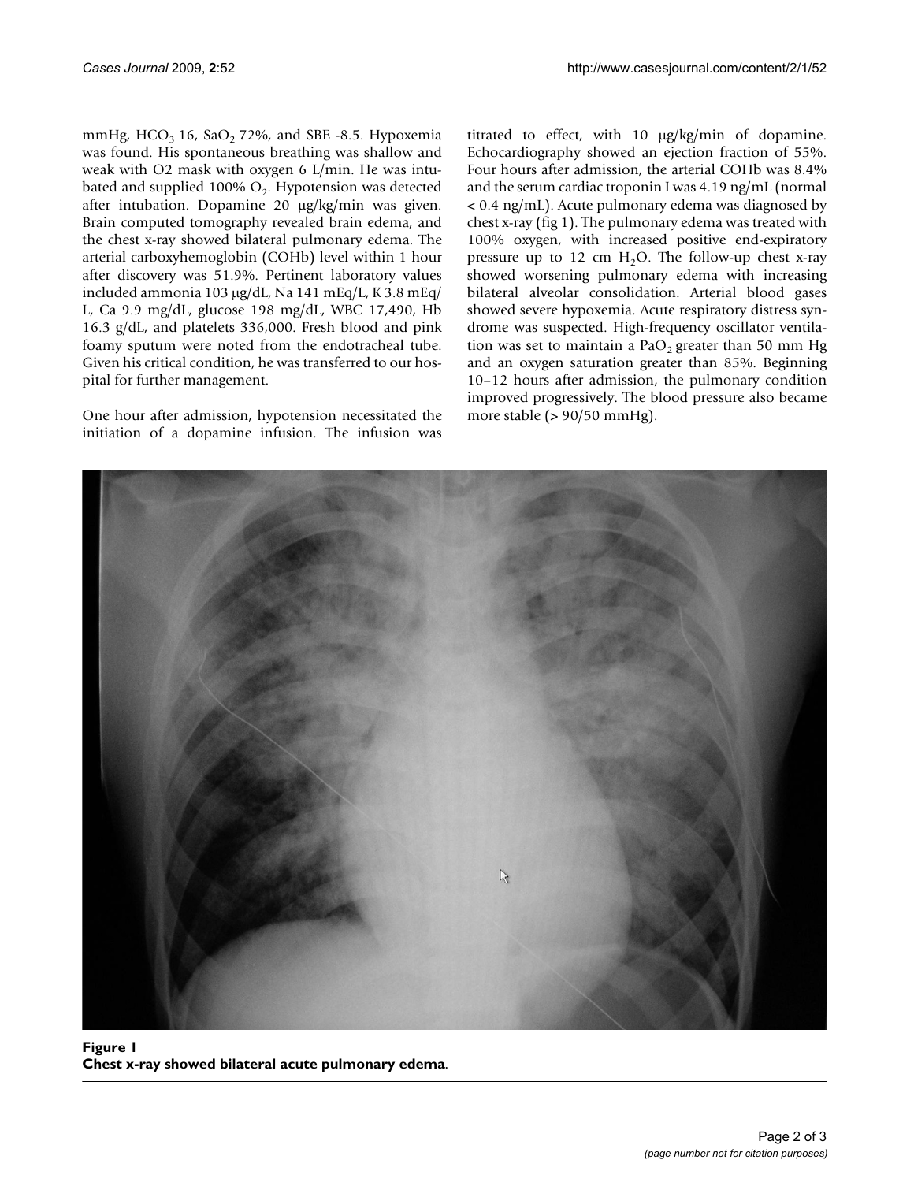mmHg, $HCO_3$ 16, $SaO_2$ 72%, and SBE -8.5. Hypoxemia was found. His spontaneous breathing was shallow and weak with O2 mask with oxygen 6 L/min. He was intubated and supplied 100% $O_2$. Hypotension was detected after intubation. Dopamine 20 μg/kg/min was given. Brain computed tomography revealed brain edema, and the chest x-ray showed bilateral pulmonary edema. The arterial carboxyhemoglobin (COHb) level within 1 hour after discovery was 51.9%. Pertinent laboratory values included ammonia 103 μg/dL, Na 141 mEq/L, K 3.8 mEq/L, Ca 9.9 mg/dL, glucose 198 mg/dL, WBC 17,490, Hb 16.3 g/dL, and platelets 336,000. Fresh blood and pink foamy sputum were noted from the endotracheal tube. Given his critical condition, he was transferred to our hospital for further management.

One hour after admission, hypotension necessitated the initiation of a dopamine infusion. The infusion was titrated to effect, with 10 μg/kg/min of dopamine. Echocardiography showed an ejection fraction of 55%. Four hours after admission, the arterial COHb was 8.4% and the serum cardiac troponin I was 4.19 ng/mL (normal < 0.4 ng/mL). Acute pulmonary edema was diagnosed by chest x-ray (fig 1). The pulmonary edema was treated with 100% oxygen, with increased positive end-expiratory pressure up to 12 cm $H_2O$. The follow-up chest x-ray showed worsening pulmonary edema with increasing bilateral alveolar consolidation. Arterial blood gases showed severe hypoxemia. Acute respiratory distress syndrome was suspected. High-frequency oscillator ventilation was set to maintain a $PaO_2$ greater than 50 mm Hg and an oxygen saturation greater than 85%. Beginning 10–12 hours after admission, the pulmonary condition improved progressively. The blood pressure also became more stable (> 90/50 mmHg).

**Figure 1**
**Chest x-ray showed bilateral acute pulmonary edema**.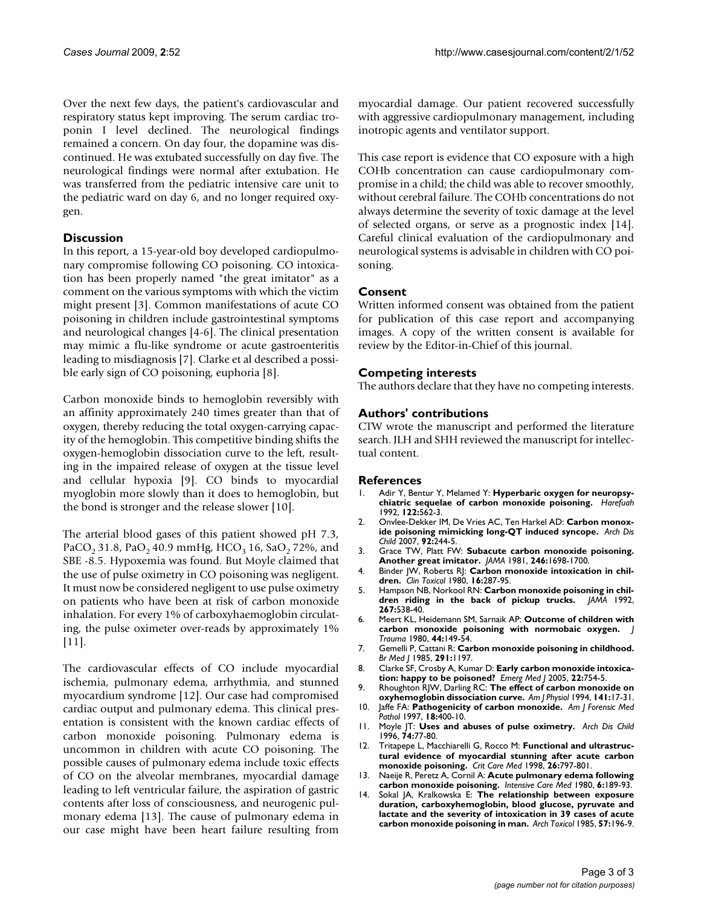Over the next few days, the patient's cardiovascular and respiratory status kept improving. The serum cardiac troponin I level declined. The neurological findings remained a concern. On day four, the dopamine was discontinued. He was extubated successfully on day five. The neurological findings were normal after extubation. He was transferred from the pediatric intensive care unit to the pediatric ward on day 6, and no longer required oxygen.

## Discussion

In this report, a 15-year-old boy developed cardiopulmonary compromise following CO poisoning. CO intoxication has been properly named "the great imitator" as a comment on the various symptoms with which the victim might present [3]. Common manifestations of acute CO poisoning in children include gastrointestinal symptoms and neurological changes [4-6]. The clinical presentation may mimic a flu-like syndrome or acute gastroenteritis leading to misdiagnosis [7]. Clarke et al described a possible early sign of CO poisoning, euphoria [8].

Carbon monoxide binds to hemoglobin reversibly with an affinity approximately 240 times greater than that of oxygen, thereby reducing the total oxygen-carrying capacity of the hemoglobin. This competitive binding shifts the oxygen-hemoglobin dissociation curve to the left, resulting in the impaired release of oxygen at the tissue level and cellular hypoxia [9]. CO binds to myocardial myoglobin more slowly than it does to hemoglobin, but the bond is stronger and the release slower [10].

The arterial blood gases of this patient showed pH 7.3, $PaCO_2$ 31.8, $PaO_2$ 40.9 mmHg, $HCO_3$ 16, $SaO_2$ 72%, and SBE -8.5. Hypoxemia was found. But Moyle claimed that the use of pulse oximetry in CO poisoning was negligent. It must now be considered negligent to use pulse oximetry on patients who have been at risk of carbon monoxide inhalation. For every 1% of carboxyhaemoglobin circulating, the pulse oximeter over-reads by approximately 1% [11].

The cardiovascular effects of CO include myocardial ischemia, pulmonary edema, arrhythmia, and stunned myocardium syndrome [12]. Our case had compromised cardiac output and pulmonary edema. This clinical presentation is consistent with the known cardiac effects of carbon monoxide poisoning. Pulmonary edema is uncommon in children with acute CO poisoning. The possible causes of pulmonary edema include toxic effects of CO on the alveolar membranes, myocardial damage leading to left ventricular failure, the aspiration of gastric contents after loss of consciousness, and neurogenic pulmonary edema [13]. The cause of pulmonary edema in our case might have been heart failure resulting from myocardial damage. Our patient recovered successfully with aggressive cardiopulmonary management, including inotropic agents and ventilator support.

This case report is evidence that CO exposure with a high COHb concentration can cause cardiopulmonary compromise in a child; the child was able to recover smoothly, without cerebral failure. The COHb concentrations do not always determine the severity of toxic damage at the level of selected organs, or serve as a prognostic index [14]. Careful clinical evaluation of the cardiopulmonary and neurological systems is advisable in children with CO poisoning.

## Consent

Written informed consent was obtained from the patient for publication of this case report and accompanying images. A copy of the written consent is available for review by the Editor-in-Chief of this journal.

## Competing interests

The authors declare that they have no competing interests.

## Authors' contributions

CTW wrote the manuscript and performed the literature search. JLH and SHH reviewed the manuscript for intellectual content.

## References

1. Adir Y, Bentur Y, Melamed Y: **Hyperbaric oxygen for neuropsychiatric sequelae of carbon monoxide poisoning.** *Harefuah* 1992, **122:**562-3.
2. Onvlee-Dekker IM, De Vries AC, Ten Harkel AD: **Carbon monoxide poisoning mimicking long-QT induced syncope.** *Arch Dis Child* 2007, **92:**244-5.
3. Grace TW, Platt FW: **Subacute carbon monoxide poisoning. Another great imitator.** *JAMA* 1981, **246:**1698-1700.
4. Binder JW, Roberts RJ: **Carbon monoxide intoxication in children.** *Clin Toxicol* 1980, **16:**287-95.
5. Hampson NB, Norkool RN: **Carbon monoxide poisoning in children riding in the back of pickup trucks.** *JAMA* 1992, **267:**538-40.
6. Meert KL, Heidemann SM, Sarnaik AP: **Outcome of children with carbon monoxide poisoning with normobaic oxygen.** *J Trauma* 1980, **44:**149-54.
7. Gemelli P, Cattani R: **Carbon monoxide poisoning in childhood.** *Br Med J* 1985, **291:**1197.
8. Clarke SF, Crosby A, Kumar D: **Early carbon monoxide intoxication: happy to be poisoned?** *Emerg Med J* 2005, **22:**754-5.
9. Rhoughton RJW, Darling RC: **The effect of carbon monoxide on oxyhemoglobin dissociation curve.** *Am J Physiol* 1994, **141:**17-31.
10. Jaffe FA: **Pathogenicity of carbon monoxide.** *Am J Forensic Med Pathol* 1997, **18:**400-10.
11. Moyle JT: **Uses and abuses of pulse oximetry.** *Arch Dis Child* 1996, **74:**77-80.
12. Tritapepe L, Macchiarelli G, Rocco M: **Functional and ultrastructural evidence of myocardial stunning after acute carbon monoxide poisoning.** *Crit Care Med* 1998, **26:**797-801.
13. Naeije R, Peretz A, Cornil A: **Acute pulmonary edema following carbon monoxide poisoning.** *Intensive Care Med* 1980, **6:**189-93.
14. Sokal JA, Kralkowska E: **The relationship between exposure duration, carboxyhemoglobin, blood glucose, pyruvate and lactate and the severity of intoxication in 39 cases of acute carbon monoxide poisoning in man.** *Arch Toxicol* 1985, **57:**196-9.